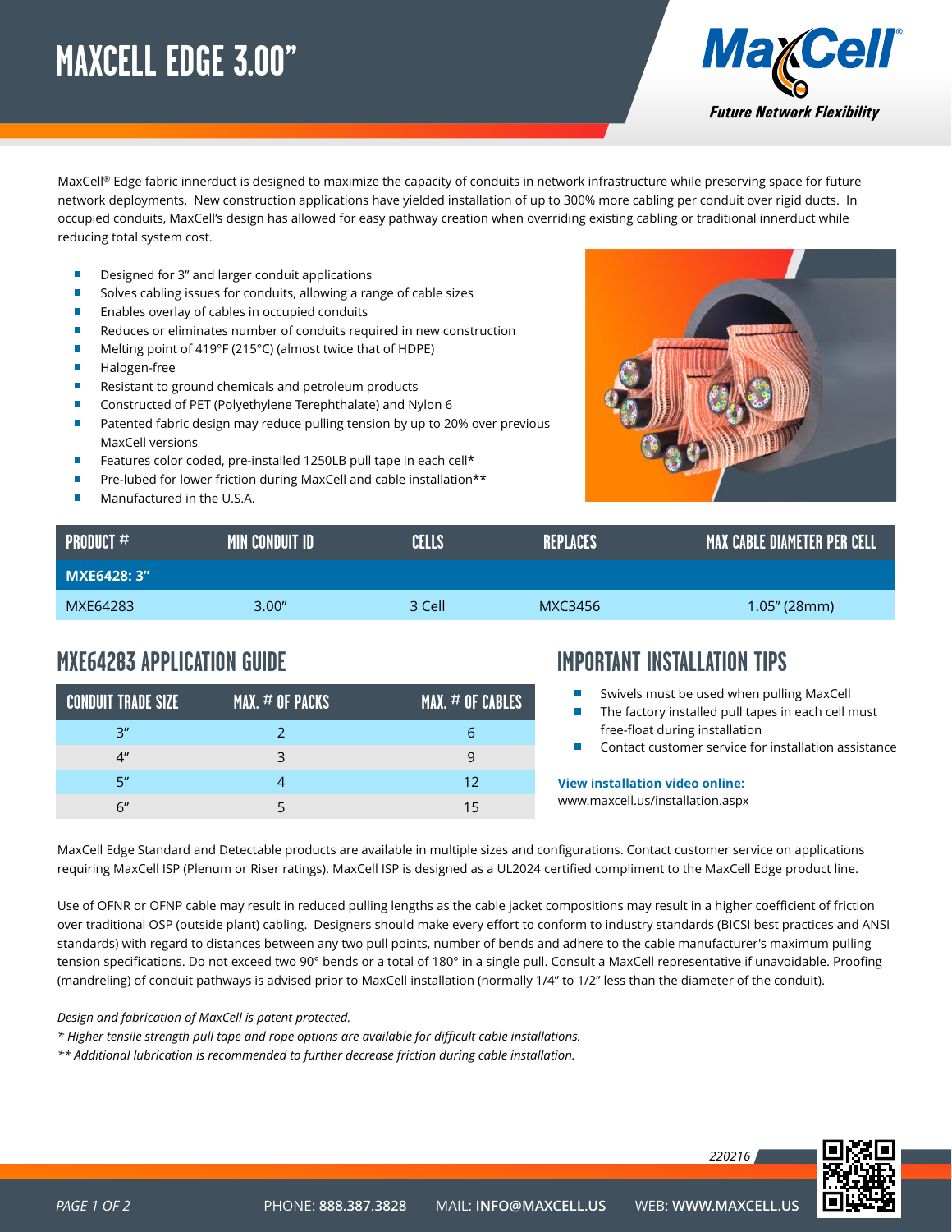# MAXCELL EDGE 3.00"

MaxCell® Edge fabric innerduct is designed to maximize the capacity of conduits in network infrastructure while preserving space for future network deployments.  New construction applications have yielded installation of up to 300% more cabling per conduit over rigid ducts.  In occupied conduits, MaxCell's design has allowed for easy pathway creation when overriding existing cabling or traditional innerduct while reducing total system cost.

- Designed for 3" and larger conduit applications
- Solves cabling issues for conduits, allowing a range of cable sizes
- Enables overlay of cables in occupied conduits
- Reduces or eliminates number of conduits required in new construction
- Melting point of 419°F (215°C) (almost twice that of HDPE)
- Halogen-free
- Resistant to ground chemicals and petroleum products
- Constructed of PET (Polyethylene Terephthalate) and Nylon 6
- Patented fabric design may reduce pulling tension by up to 20% over previous MaxCell versions
- Features color coded, pre-installed 1250LB pull tape in each cell*
- Pre-lubed for lower friction during MaxCell and cable installation**
- Manufactured in the U.S.A.

| PRODUCT # | MIN CONDUIT ID | CELLS | REPLACES | MAX CABLE DIAMETER PER CELL |
|---|---|---|---|---|
| **MXE6428: 3"** | | | | |
| MXE64283 | 3.00" | 3 Cell | MXC3456 | 1.05" (28mm) |

## MXE64283 APPLICATION GUIDE

| CONDUIT TRADE SIZE | MAX. # OF PACKS | MAX. # OF CABLES |
|---|---|---|
| 3" | 2 | 6 |
| 4" | 3 | 9 |
| 5" | 4 | 12 |
| 6" | 5 | 15 |

## IMPORTANT INSTALLATION TIPS

- Swivels must be used when pulling MaxCell
- The factory installed pull tapes in each cell must free-float during installation
- Contact customer service for installation assistance

**View installation video online:**
www.maxcell.us/installation.aspx

MaxCell Edge Standard and Detectable products are available in multiple sizes and configurations. Contact customer service on applications requiring MaxCell ISP (Plenum or Riser ratings). MaxCell ISP is designed as a UL2024 certified compliment to the MaxCell Edge product line.

Use of OFNR or OFNP cable may result in reduced pulling lengths as the cable jacket compositions may result in a higher coefficient of friction over traditional OSP (outside plant) cabling.  Designers should make every effort to conform to industry standards (BICSI best practices and ANSI standards) with regard to distances between any two pull points, number of bends and adhere to the cable manufacturer's maximum pulling tension specifications. Do not exceed two 90° bends or a total of 180° in a single pull. Consult a MaxCell representative if unavoidable. Proofing (mandreling) of conduit pathways is advised prior to MaxCell installation (normally 1/4" to 1/2" less than the diameter of the conduit).

*Design and fabrication of MaxCell is patent protected.*

*\* Higher tensile strength pull tape and rope options are available for difficult cable installations.*

*\*\* Additional lubrication is recommended to further decrease friction during cable installation.*

220216

PHONE: **888.387.3828** MAIL: **INFO@MAXCELL.US** WEB: **WWW.MAXCELL.US**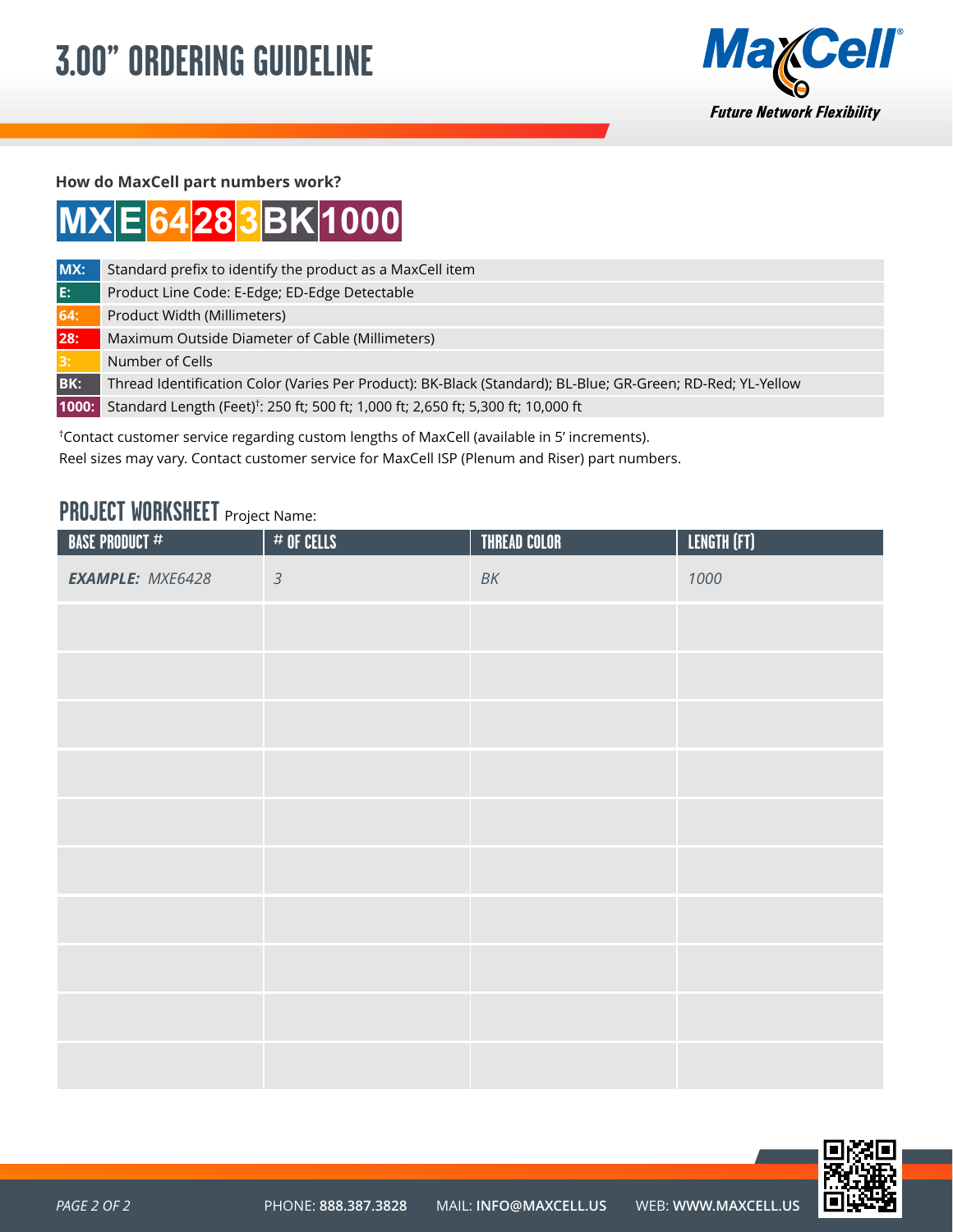# 3.00" ORDERING GUIDELINE

MaxCell® Future Network Flexibility

**How do MaxCell part numbers work?**

**MX E 64 28 3 BK 1000**

| | |
|---|---|
| **MX:** | Standard prefix to identify the product as a MaxCell item |
| **E:** | Product Line Code: E-Edge; ED-Edge Detectable |
| **64:** | Product Width (Millimeters) |
| **28:** | Maximum Outside Diameter of Cable (Millimeters) |
| **3:** | Number of Cells |
| **BK:** | Thread Identification Color (Varies Per Product): BK-Black (Standard); BL-Blue; GR-Green; RD-Red; YL-Yellow |
| **1000:** | Standard Length (Feet)†: 250 ft; 500 ft; 1,000 ft; 2,650 ft; 5,300 ft; 10,000 ft |

†Contact customer service regarding custom lengths of MaxCell (available in 5' increments).
Reel sizes may vary. Contact customer service for MaxCell ISP (Plenum and Riser) part numbers.

## PROJECT WORKSHEET Project Name:

| BASE PRODUCT # | # OF CELLS | THREAD COLOR | LENGTH (FT) |
|---|---|---|---|
| ***EXAMPLE:*** *MXE6428* | *3* | *BK* | *1000* |
| | | | |
| | | | |
| | | | |
| | | | |
| | | | |
| | | | |
| | | | |
| | | | |
| | | | |
| | | | |

PHONE: **888.387.3828** MAIL: **INFO@MAXCELL.US** WEB: **WWW.MAXCELL.US**